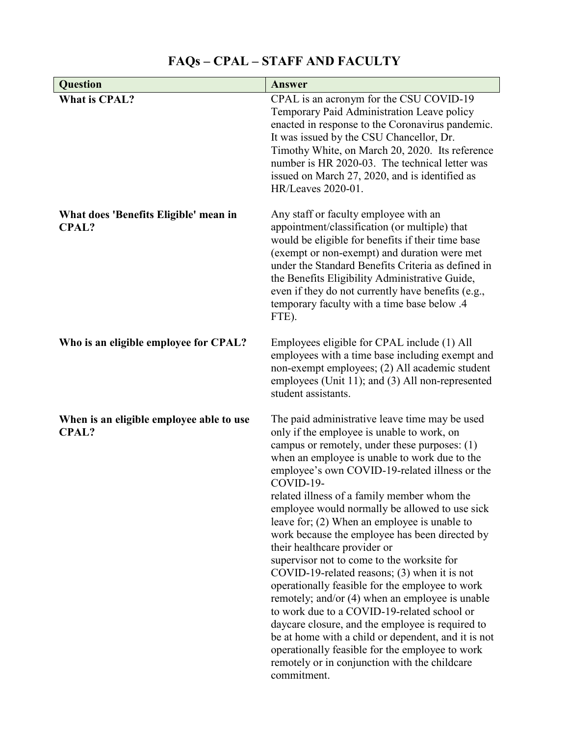# FAQs – CPAL – STAFF AND FACULTY

| Question | Answer |
|---|---|
| **What is CPAL?** | CPAL is an acronym for the CSU COVID-19 Temporary Paid Administration Leave policy enacted in response to the Coronavirus pandemic. It was issued by the CSU Chancellor, Dr. Timothy White, on March 20, 2020. Its reference number is HR 2020-03. The technical letter was issued on March 27, 2020, and is identified as HR/Leaves 2020-01. |
| **What does 'Benefits Eligible' mean in CPAL?** | Any staff or faculty employee with an appointment/classification (or multiple) that would be eligible for benefits if their time base (exempt or non-exempt) and duration were met under the Standard Benefits Criteria as defined in the Benefits Eligibility Administrative Guide, even if they do not currently have benefits (e.g., temporary faculty with a time base below .4 FTE). |
| **Who is an eligible employee for CPAL?** | Employees eligible for CPAL include (1) All employees with a time base including exempt and non-exempt employees; (2) All academic student employees (Unit 11); and (3) All non-represented student assistants. |
| **When is an eligible employee able to use CPAL?** | The paid administrative leave time may be used only if the employee is unable to work, on campus or remotely, under these purposes: (1) when an employee is unable to work due to the employee's own COVID-19-related illness or the COVID-19-related illness of a family member whom the employee would normally be allowed to use sick leave for; (2) When an employee is unable to work because the employee has been directed by their healthcare provider or supervisor not to come to the worksite for COVID-19-related reasons; (3) when it is not operationally feasible for the employee to work remotely; and/or (4) when an employee is unable to work due to a COVID-19-related school or daycare closure, and the employee is required to be at home with a child or dependent, and it is not operationally feasible for the employee to work remotely or in conjunction with the childcare commitment. |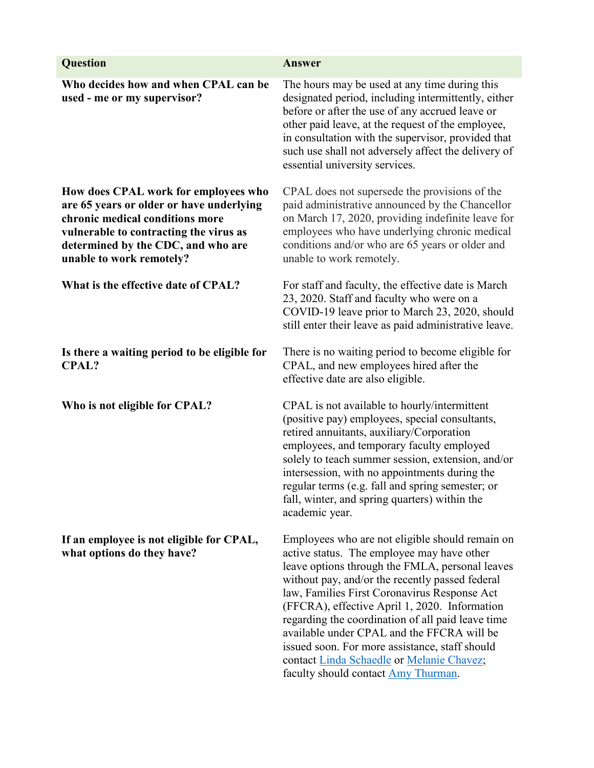| Question | Answer |
|---|---|
| **Who decides how and when CPAL can be used - me or my supervisor?** | The hours may be used at any time during this designated period, including intermittently, either before or after the use of any accrued leave or other paid leave, at the request of the employee, in consultation with the supervisor, provided that such use shall not adversely affect the delivery of essential university services. |
| **How does CPAL work for employees who are 65 years or older or have underlying chronic medical conditions more vulnerable to contracting the virus as determined by the CDC, and who are unable to work remotely?** | CPAL does not supersede the provisions of the paid administrative announced by the Chancellor on March 17, 2020, providing indefinite leave for employees who have underlying chronic medical conditions and/or who are 65 years or older and unable to work remotely. |
| **What is the effective date of CPAL?** | For staff and faculty, the effective date is March 23, 2020. Staff and faculty who were on a COVID-19 leave prior to March 23, 2020, should still enter their leave as paid administrative leave. |
| **Is there a waiting period to be eligible for CPAL?** | There is no waiting period to become eligible for CPAL, and new employees hired after the effective date are also eligible. |
| **Who is not eligible for CPAL?** | CPAL is not available to hourly/intermittent (positive pay) employees, special consultants, retired annuitants, auxiliary/Corporation employees, and temporary faculty employed solely to teach summer session, extension, and/or intersession, with no appointments during the regular terms (e.g. fall and spring semester; or fall, winter, and spring quarters) within the academic year. |
| **If an employee is not eligible for CPAL, what options do they have?** | Employees who are not eligible should remain on active status. The employee may have other leave options through the FMLA, personal leaves without pay, and/or the recently passed federal law, Families First Coronavirus Response Act (FFCRA), effective April 1, 2020. Information regarding the coordination of all paid leave time available under CPAL and the FFCRA will be issued soon. For more assistance, staff should contact Linda Schaedle or Melanie Chavez; faculty should contact Amy Thurman. |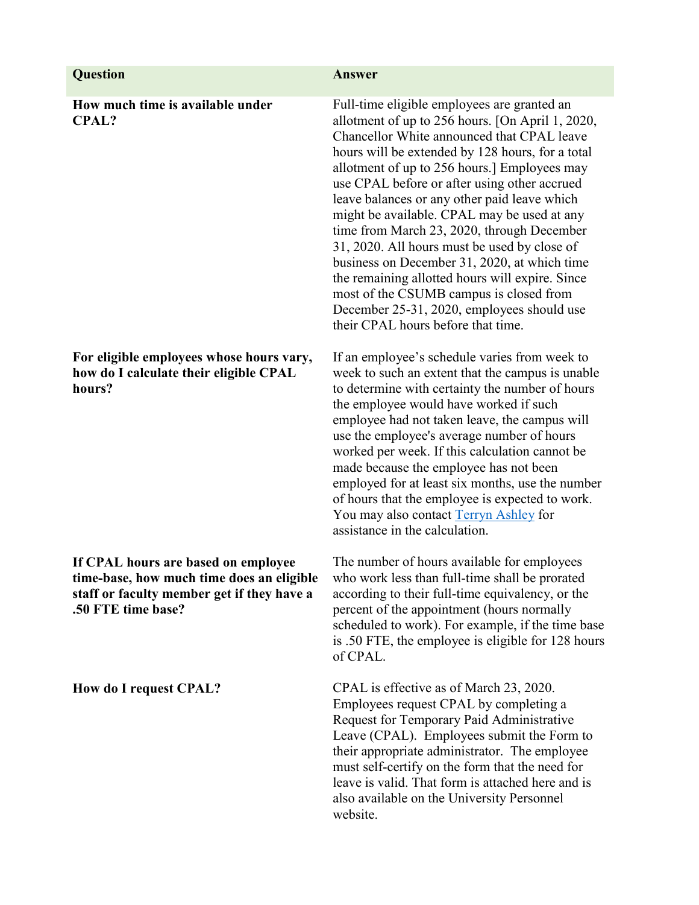| Question | Answer |
| --- | --- |
| **How much time is available under CPAL?** | Full-time eligible employees are granted an allotment of up to 256 hours. [On April 1, 2020, Chancellor White announced that CPAL leave hours will be extended by 128 hours, for a total allotment of up to 256 hours.] Employees may use CPAL before or after using other accrued leave balances or any other paid leave which might be available. CPAL may be used at any time from March 23, 2020, through December 31, 2020. All hours must be used by close of business on December 31, 2020, at which time the remaining allotted hours will expire. Since most of the CSUMB campus is closed from December 25-31, 2020, employees should use their CPAL hours before that time. |
| **For eligible employees whose hours vary, how do I calculate their eligible CPAL hours?** | If an employee's schedule varies from week to week to such an extent that the campus is unable to determine with certainty the number of hours the employee would have worked if such employee had not taken leave, the campus will use the employee's average number of hours worked per week. If this calculation cannot be made because the employee has not been employed for at least six months, use the number of hours that the employee is expected to work. You may also contact Terryn Ashley for assistance in the calculation. |
| **If CPAL hours are based on employee time-base, how much time does an eligible staff or faculty member get if they have a .50 FTE time base?** | The number of hours available for employees who work less than full-time shall be prorated according to their full-time equivalency, or the percent of the appointment (hours normally scheduled to work). For example, if the time base is .50 FTE, the employee is eligible for 128 hours of CPAL. |
| **How do I request CPAL?** | CPAL is effective as of March 23, 2020. Employees request CPAL by completing a Request for Temporary Paid Administrative Leave (CPAL). Employees submit the Form to their appropriate administrator. The employee must self-certify on the form that the need for leave is valid. That form is attached here and is also available on the University Personnel website. |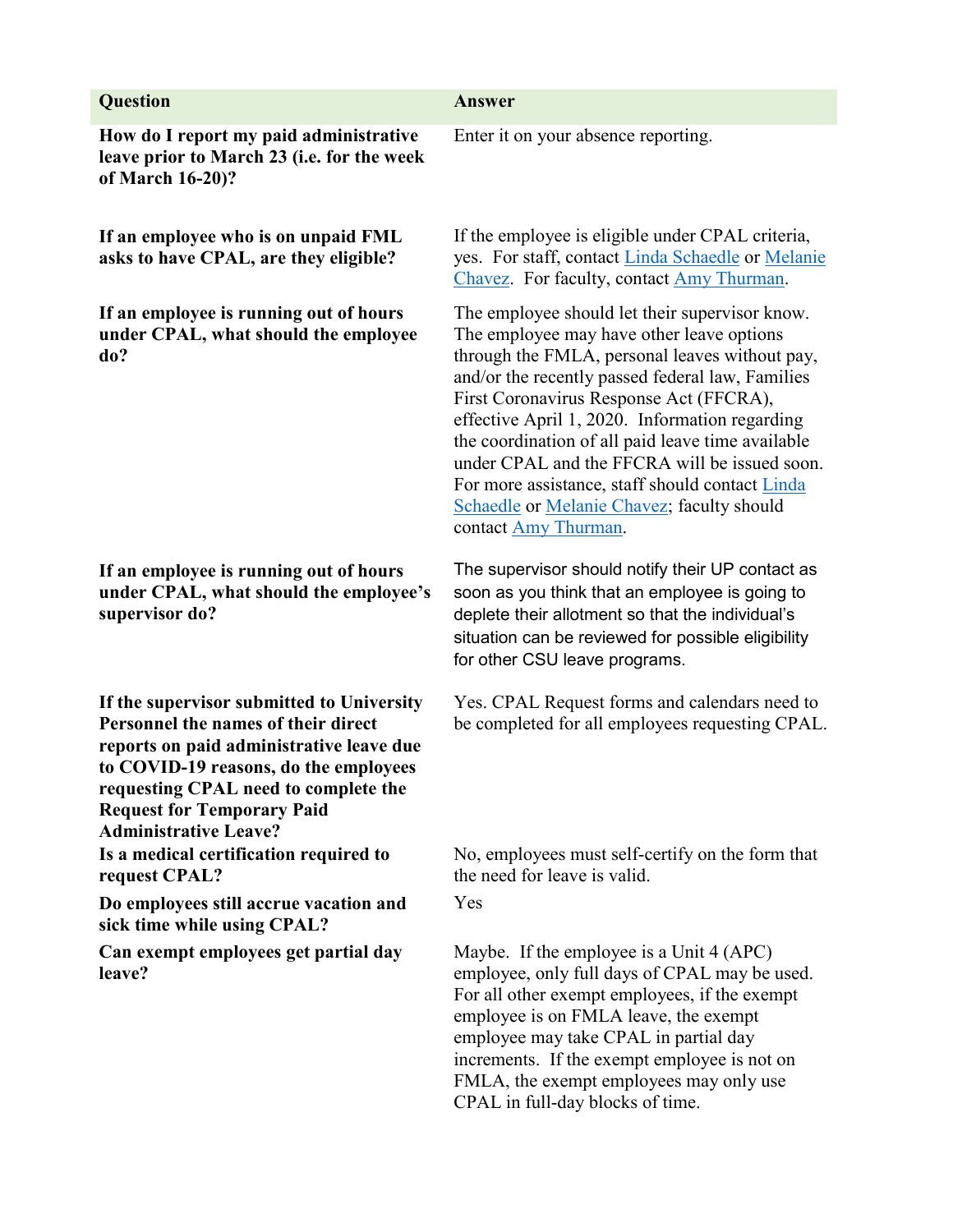| Question | Answer |
|---|---|
| **How do I report my paid administrative leave prior to March 23 (i.e. for the week of March 16-20)?** | Enter it on your absence reporting. |
| **If an employee who is on unpaid FML asks to have CPAL, are they eligible?** | If the employee is eligible under CPAL criteria, yes. For staff, contact Linda Schaedle or Melanie Chavez. For faculty, contact Amy Thurman. |
| **If an employee is running out of hours under CPAL, what should the employee do?** | The employee should let their supervisor know. The employee may have other leave options through the FMLA, personal leaves without pay, and/or the recently passed federal law, Families First Coronavirus Response Act (FFCRA), effective April 1, 2020. Information regarding the coordination of all paid leave time available under CPAL and the FFCRA will be issued soon. For more assistance, staff should contact Linda Schaedle or Melanie Chavez; faculty should contact Amy Thurman. |
| **If an employee is running out of hours under CPAL, what should the employee's supervisor do?** | The supervisor should notify their UP contact as soon as you think that an employee is going to deplete their allotment so that the individual's situation can be reviewed for possible eligibility for other CSU leave programs. |
| **If the supervisor submitted to University Personnel the names of their direct reports on paid administrative leave due to COVID-19 reasons, do the employees requesting CPAL need to complete the Request for Temporary Paid Administrative Leave?** | Yes. CPAL Request forms and calendars need to be completed for all employees requesting CPAL. |
| **Is a medical certification required to request CPAL?** | No, employees must self-certify on the form that the need for leave is valid. |
| **Do employees still accrue vacation and sick time while using CPAL?** | Yes |
| **Can exempt employees get partial day leave?** | Maybe. If the employee is a Unit 4 (APC) employee, only full days of CPAL may be used. For all other exempt employees, if the exempt employee is on FMLA leave, the exempt employee may take CPAL in partial day increments. If the exempt employee is not on FMLA, the exempt employees may only use CPAL in full-day blocks of time. |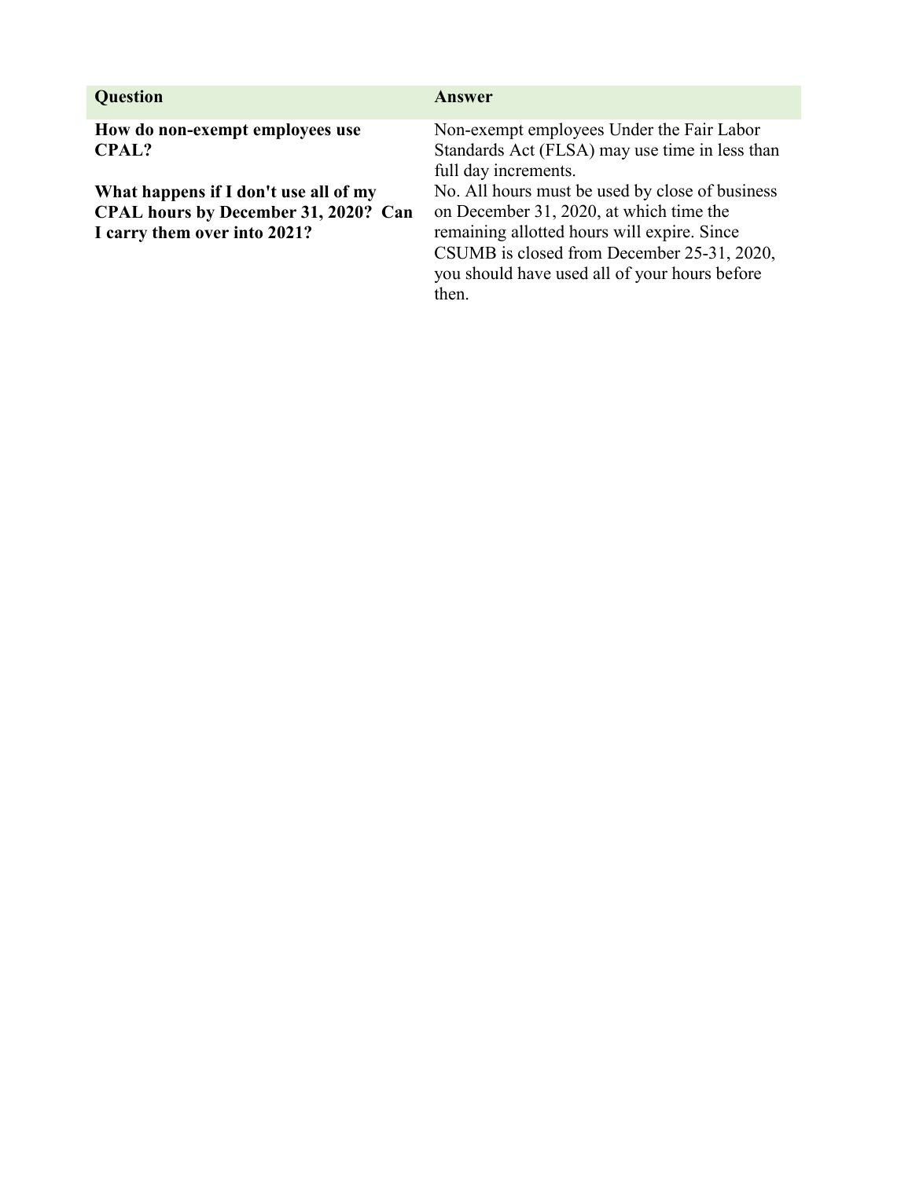| Question | Answer |
| --- | --- |
| **How do non-exempt employees use CPAL?** | Non-exempt employees Under the Fair Labor Standards Act (FLSA) may use time in less than full day increments. |
| **What happens if I don't use all of my CPAL hours by December 31, 2020? Can I carry them over into 2021?** | No. All hours must be used by close of business on December 31, 2020, at which time the remaining allotted hours will expire. Since CSUMB is closed from December 25-31, 2020, you should have used all of your hours before then. |